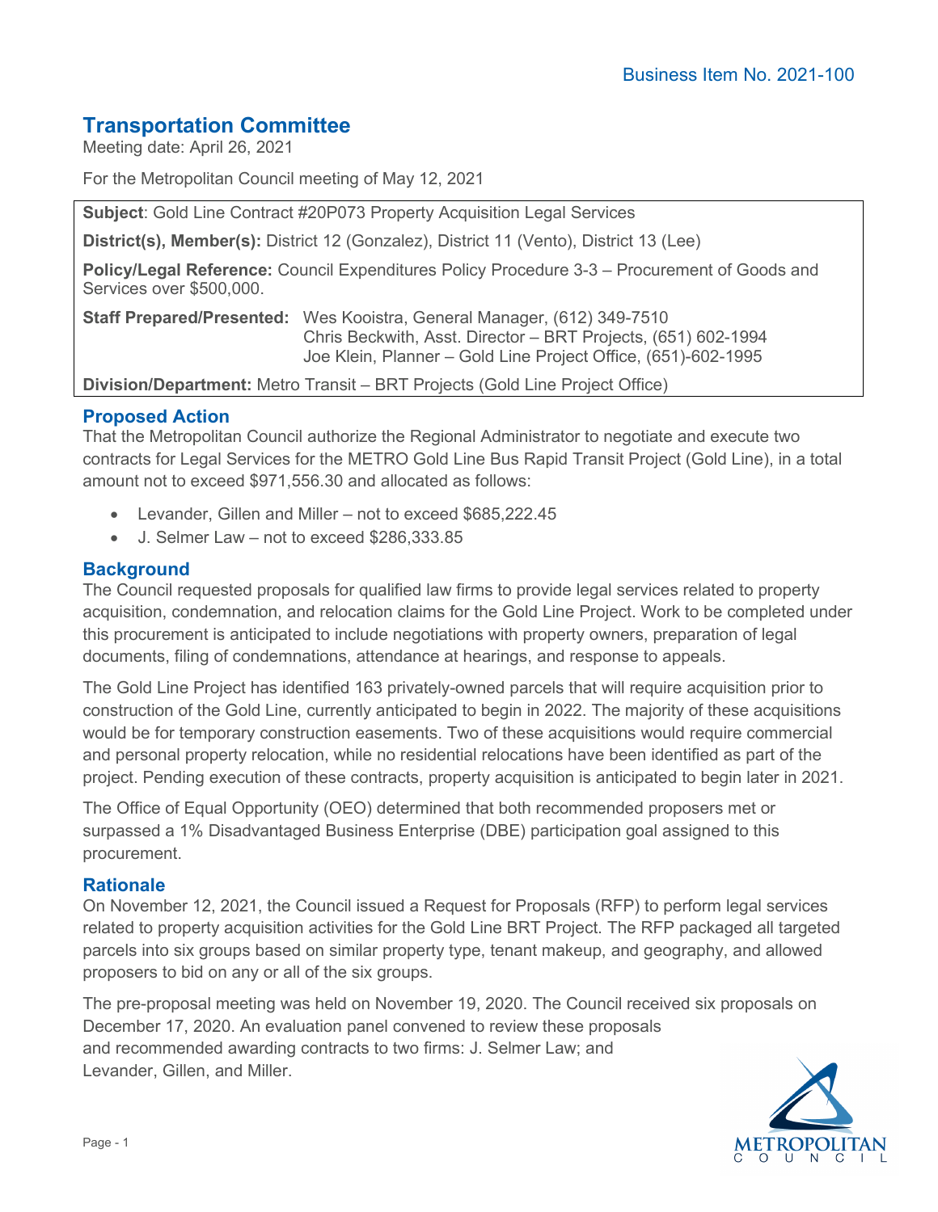Business Item No. 2021-100

# Transportation Committee

Meeting date: April 26, 2021

For the Metropolitan Council meeting of May 12, 2021

**Subject**: Gold Line Contract #20P073 Property Acquisition Legal Services

**District(s), Member(s):** District 12 (Gonzalez), District 11 (Vento), District 13 (Lee)

**Policy/Legal Reference:** Council Expenditures Policy Procedure 3-3 – Procurement of Goods and Services over $500,000.

**Staff Prepared/Presented:** Wes Kooistra, General Manager, (612) 349-7510
Chris Beckwith, Asst. Director – BRT Projects, (651) 602-1994
Joe Klein, Planner – Gold Line Project Office, (651)-602-1995

**Division/Department:** Metro Transit – BRT Projects (Gold Line Project Office)

## Proposed Action

That the Metropolitan Council authorize the Regional Administrator to negotiate and execute two contracts for Legal Services for the METRO Gold Line Bus Rapid Transit Project (Gold Line), in a total amount not to exceed $971,556.30 and allocated as follows:

- Levander, Gillen and Miller – not to exceed $685,222.45
- J. Selmer Law – not to exceed $286,333.85

## Background

The Council requested proposals for qualified law firms to provide legal services related to property acquisition, condemnation, and relocation claims for the Gold Line Project. Work to be completed under this procurement is anticipated to include negotiations with property owners, preparation of legal documents, filing of condemnations, attendance at hearings, and response to appeals.

The Gold Line Project has identified 163 privately-owned parcels that will require acquisition prior to construction of the Gold Line, currently anticipated to begin in 2022. The majority of these acquisitions would be for temporary construction easements. Two of these acquisitions would require commercial and personal property relocation, while no residential relocations have been identified as part of the project. Pending execution of these contracts, property acquisition is anticipated to begin later in 2021.

The Office of Equal Opportunity (OEO) determined that both recommended proposers met or surpassed a 1% Disadvantaged Business Enterprise (DBE) participation goal assigned to this procurement.

## Rationale

On November 12, 2021, the Council issued a Request for Proposals (RFP) to perform legal services related to property acquisition activities for the Gold Line BRT Project. The RFP packaged all targeted parcels into six groups based on similar property type, tenant makeup, and geography, and allowed proposers to bid on any or all of the six groups.

The pre-proposal meeting was held on November 19, 2020. The Council received six proposals on December 17, 2020. An evaluation panel convened to review these proposals and recommended awarding contracts to two firms: J. Selmer Law; and Levander, Gillen, and Miller.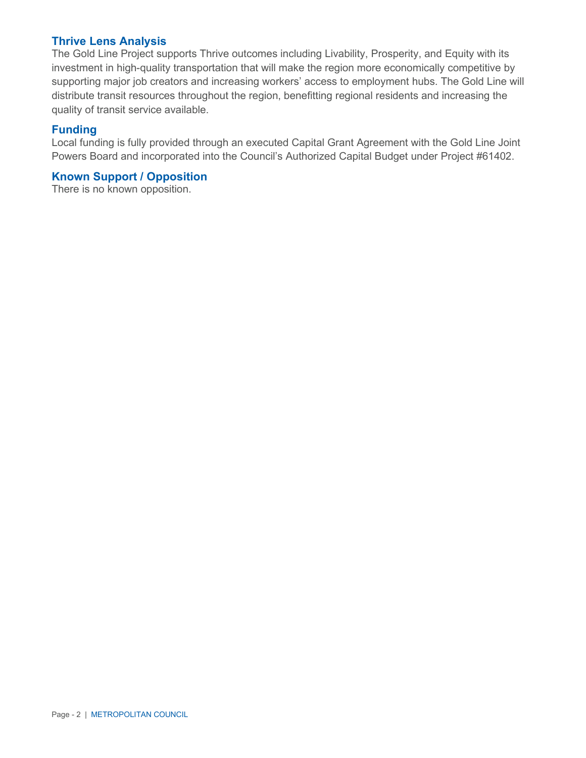## Thrive Lens Analysis

The Gold Line Project supports Thrive outcomes including Livability, Prosperity, and Equity with its investment in high-quality transportation that will make the region more economically competitive by supporting major job creators and increasing workers' access to employment hubs. The Gold Line will distribute transit resources throughout the region, benefitting regional residents and increasing the quality of transit service available.

## Funding

Local funding is fully provided through an executed Capital Grant Agreement with the Gold Line Joint Powers Board and incorporated into the Council's Authorized Capital Budget under Project #61402.

## Known Support / Opposition

There is no known opposition.